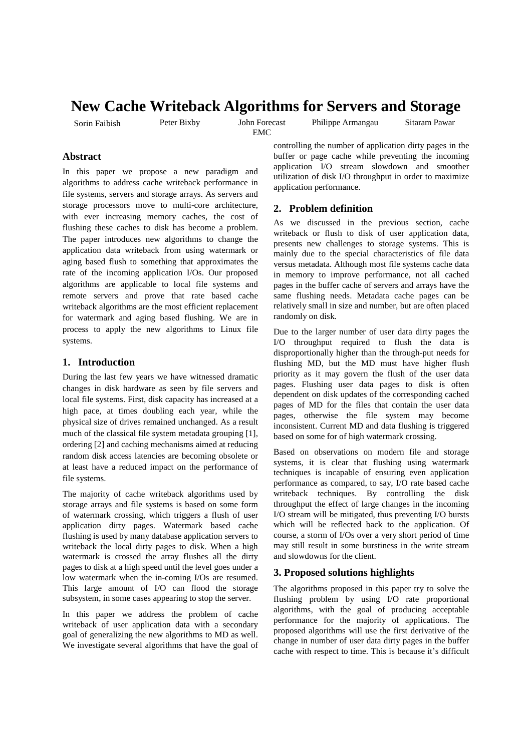# New Cache Writeback Algorithms for Servers and Storage

Sorin Faibish, Peter Bixby, John Forecast, Philippe Armangau, Sitaram Pawar

EMC

## Abstract

In this paper we propose a new paradigm and algorithms to address cache writeback performance in file systems, servers and storage arrays. As servers and storage processors move to multi-core architecture, with ever increasing memory caches, the cost of flushing these caches to disk has become a problem. The paper introduces new algorithms to change the application data writeback from using watermark or aging based flush to something that approximates the rate of the incoming application I/Os. Our proposed algorithms are applicable to local file systems and remote servers and prove that rate based cache writeback algorithms are the most efficient replacement for watermark and aging based flushing. We are in process to apply the new algorithms to Linux file systems.

## 1. Introduction

During the last few years we have witnessed dramatic changes in disk hardware as seen by file servers and local file systems. First, disk capacity has increased at a high pace, at times doubling each year, while the physical size of drives remained unchanged. As a result much of the classical file system metadata grouping [1], ordering [2] and caching mechanisms aimed at reducing random disk access latencies are becoming obsolete or at least have a reduced impact on the performance of file systems.

The majority of cache writeback algorithms used by storage arrays and file systems is based on some form of watermark crossing, which triggers a flush of user application dirty pages. Watermark based cache flushing is used by many database application servers to writeback the local dirty pages to disk. When a high watermark is crossed the array flushes all the dirty pages to disk at a high speed until the level goes under a low watermark when the in-coming I/Os are resumed. This large amount of I/O can flood the storage subsystem, in some cases appearing to stop the server.

In this paper we address the problem of cache writeback of user application data with a secondary goal of generalizing the new algorithms to MD as well. We investigate several algorithms that have the goal of controlling the number of application dirty pages in the buffer or page cache while preventing the incoming application I/O stream slowdown and smoother utilization of disk I/O throughput in order to maximize application performance.

## 2. Problem definition

As we discussed in the previous section, cache writeback or flush to disk of user application data, presents new challenges to storage systems. This is mainly due to the special characteristics of file data versus metadata. Although most file systems cache data in memory to improve performance, not all cached pages in the buffer cache of servers and arrays have the same flushing needs. Metadata cache pages can be relatively small in size and number, but are often placed randomly on disk.

Due to the larger number of user data dirty pages the I/O throughput required to flush the data is disproportionally higher than the through-put needs for flushing MD, but the MD must have higher flush priority as it may govern the flush of the user data pages. Flushing user data pages to disk is often dependent on disk updates of the corresponding cached pages of MD for the files that contain the user data pages, otherwise the file system may become inconsistent. Current MD and data flushing is triggered based on some for of high watermark crossing.

Based on observations on modern file and storage systems, it is clear that flushing using watermark techniques is incapable of ensuring even application performance as compared, to say, I/O rate based cache writeback techniques. By controlling the disk throughput the effect of large changes in the incoming I/O stream will be mitigated, thus preventing I/O bursts which will be reflected back to the application. Of course, a storm of I/Os over a very short period of time may still result in some burstiness in the write stream and slowdowns for the client.

## 3. Proposed solutions highlights

The algorithms proposed in this paper try to solve the flushing problem by using I/O rate proportional algorithms, with the goal of producing acceptable performance for the majority of applications. The proposed algorithms will use the first derivative of the change in number of user data dirty pages in the buffer cache with respect to time. This is because it's difficult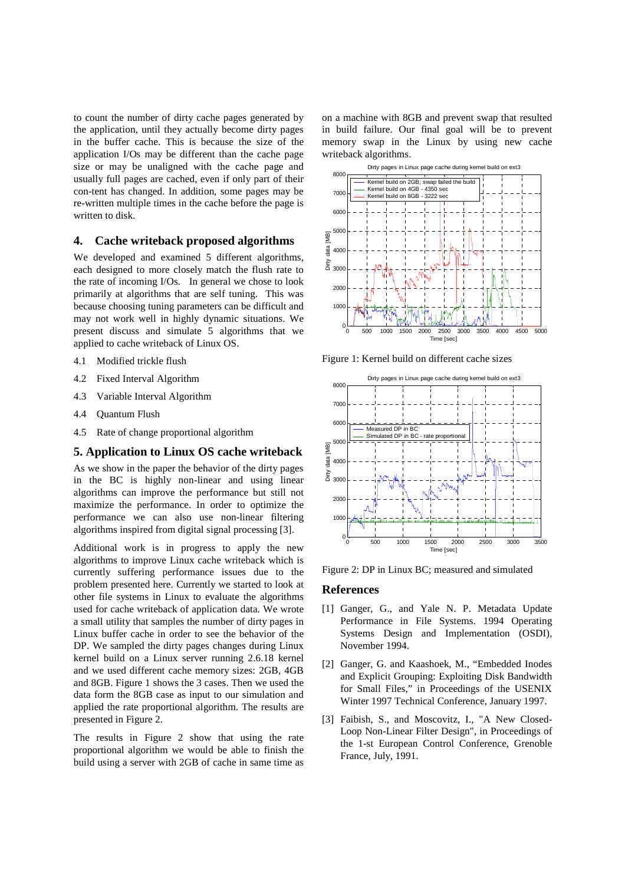to count the number of dirty cache pages generated by the application, until they actually become dirty pages in the buffer cache. This is because the size of the application I/Os may be different than the cache page size or may be unaligned with the cache page and usually full pages are cached, even if only part of their con-tent has changed. In addition, some pages may be re-written multiple times in the cache before the page is written to disk.

## 4. Cache writeback proposed algorithms

We developed and examined 5 different algorithms, each designed to more closely match the flush rate to the rate of incoming I/Os. In general we chose to look primarily at algorithms that are self tuning. This was because choosing tuning parameters can be difficult and may not work well in highly dynamic situations. We present discuss and simulate 5 algorithms that we applied to cache writeback of Linux OS.

4.1 Modified trickle flush

4.2 Fixed Interval Algorithm

4.3 Variable Interval Algorithm

4.4 Quantum Flush

4.5 Rate of change proportional algorithm

## 5. Application to Linux OS cache writeback

As we show in the paper the behavior of the dirty pages in the BC is highly non-linear and using linear algorithms can improve the performance but still not maximize the performance. In order to optimize the performance we can also use non-linear filtering algorithms inspired from digital signal processing [3].

Additional work is in progress to apply the new algorithms to improve Linux cache writeback which is currently suffering performance issues due to the problem presented here. Currently we started to look at other file systems in Linux to evaluate the algorithms used for cache writeback of application data. We wrote a small utility that samples the number of dirty pages in Linux buffer cache in order to see the behavior of the DP. We sampled the dirty pages changes during Linux kernel build on a Linux server running 2.6.18 kernel and we used different cache memory sizes: 2GB, 4GB and 8GB. Figure 1 shows the 3 cases. Then we used the data form the 8GB case as input to our simulation and applied the rate proportional algorithm. The results are presented in Figure 2.

The results in Figure 2 show that using the rate proportional algorithm we would be able to finish the build using a server with 2GB of cache in same time as on a machine with 8GB and prevent swap that resulted in build failure. Our final goal will be to prevent memory swap in the Linux by using new cache writeback algorithms.

Dirty pages in Linux page cache during kernel build on ext3

Kernel build on 2GB; swap failed the build
Kernel build on 4GB - 4350 sec
Kernel build on 8GB - 3222 sec

Dirty data [MB]
0
1000
2000
3000
4000
5000
6000
7000
8000

Time [sec]
0 500 1000 1500 2000 2500 3000 3500 4000 4500 5000

Figure 1: Kernel build on different cache sizes

Dirty pages in Linux page cache during kernel build on ext3

Measured DP in BC
Simulated DP in BC - rate proportional

Dirty data [MB]
0
1000
2000
3000
4000
5000
6000
7000
8000

Time [sec]
0 500 1000 1500 2000 2500 3000 3500

Figure 2: DP in Linux BC; measured and simulated

## References

[1] Ganger, G., and Yale N. P. Metadata Update Performance in File Systems. 1994 Operating Systems Design and Implementation (OSDI), November 1994.

[2] Ganger, G. and Kaashoek, M., "Embedded Inodes and Explicit Grouping: Exploiting Disk Bandwidth for Small Files," in Proceedings of the USENIX Winter 1997 Technical Conference, January 1997.

[3] Faibish, S., and Moscovitz, I., "A New Closed-Loop Non-Linear Filter Design", in Proceedings of the 1-st European Control Conference, Grenoble France, July, 1991.